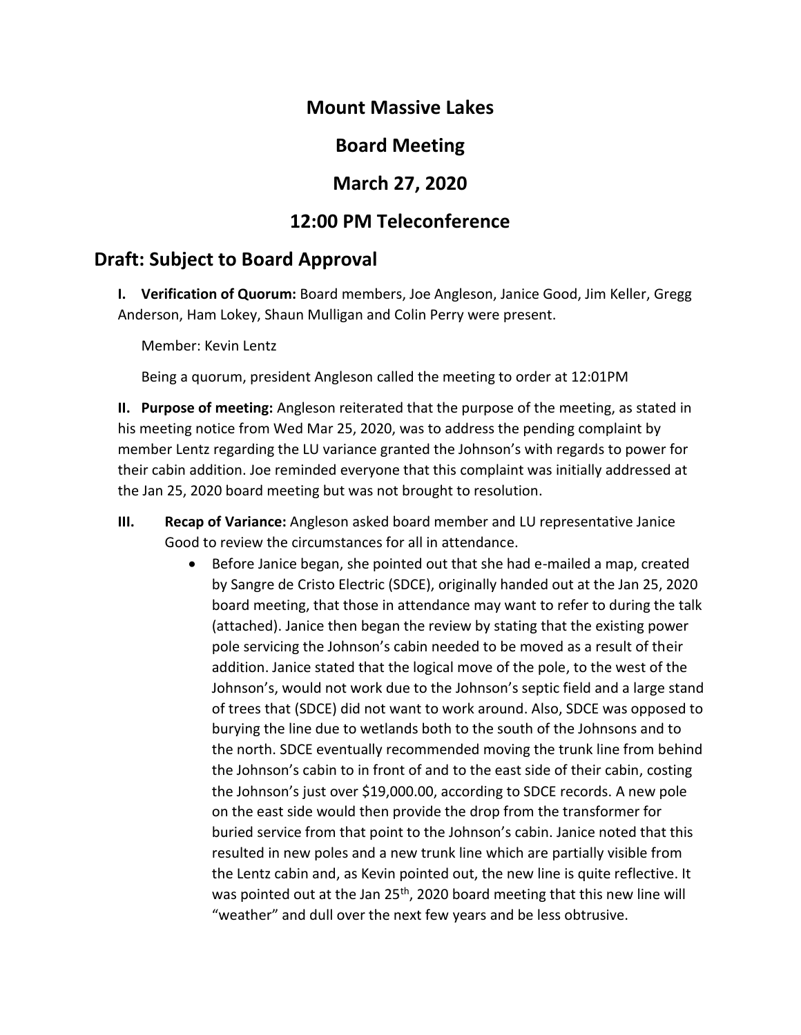# Mount Massive Lakes

# Board Meeting

# March 27, 2020

# 12:00 PM Teleconference

## Draft: Subject to Board Approval

**I. Verification of Quorum:** Board members, Joe Angleson, Janice Good, Jim Keller, Gregg Anderson, Ham Lokey, Shaun Mulligan and Colin Perry were present.

Member: Kevin Lentz

Being a quorum, president Angleson called the meeting to order at 12:01PM

**II. Purpose of meeting:** Angleson reiterated that the purpose of the meeting, as stated in his meeting notice from Wed Mar 25, 2020, was to address the pending complaint by member Lentz regarding the LU variance granted the Johnson's with regards to power for their cabin addition. Joe reminded everyone that this complaint was initially addressed at the Jan 25, 2020 board meeting but was not brought to resolution.

**III. Recap of Variance:** Angleson asked board member and LU representative Janice Good to review the circumstances for all in attendance.

- Before Janice began, she pointed out that she had e-mailed a map, created by Sangre de Cristo Electric (SDCE), originally handed out at the Jan 25, 2020 board meeting, that those in attendance may want to refer to during the talk (attached). Janice then began the review by stating that the existing power pole servicing the Johnson's cabin needed to be moved as a result of their addition. Janice stated that the logical move of the pole, to the west of the Johnson's, would not work due to the Johnson's septic field and a large stand of trees that (SDCE) did not want to work around. Also, SDCE was opposed to burying the line due to wetlands both to the south of the Johnsons and to the north. SDCE eventually recommended moving the trunk line from behind the Johnson's cabin to in front of and to the east side of their cabin, costing the Johnson's just over $19,000.00, according to SDCE records. A new pole on the east side would then provide the drop from the transformer for buried service from that point to the Johnson's cabin. Janice noted that this resulted in new poles and a new trunk line which are partially visible from the Lentz cabin and, as Kevin pointed out, the new line is quite reflective. It was pointed out at the Jan 25th, 2020 board meeting that this new line will "weather" and dull over the next few years and be less obtrusive.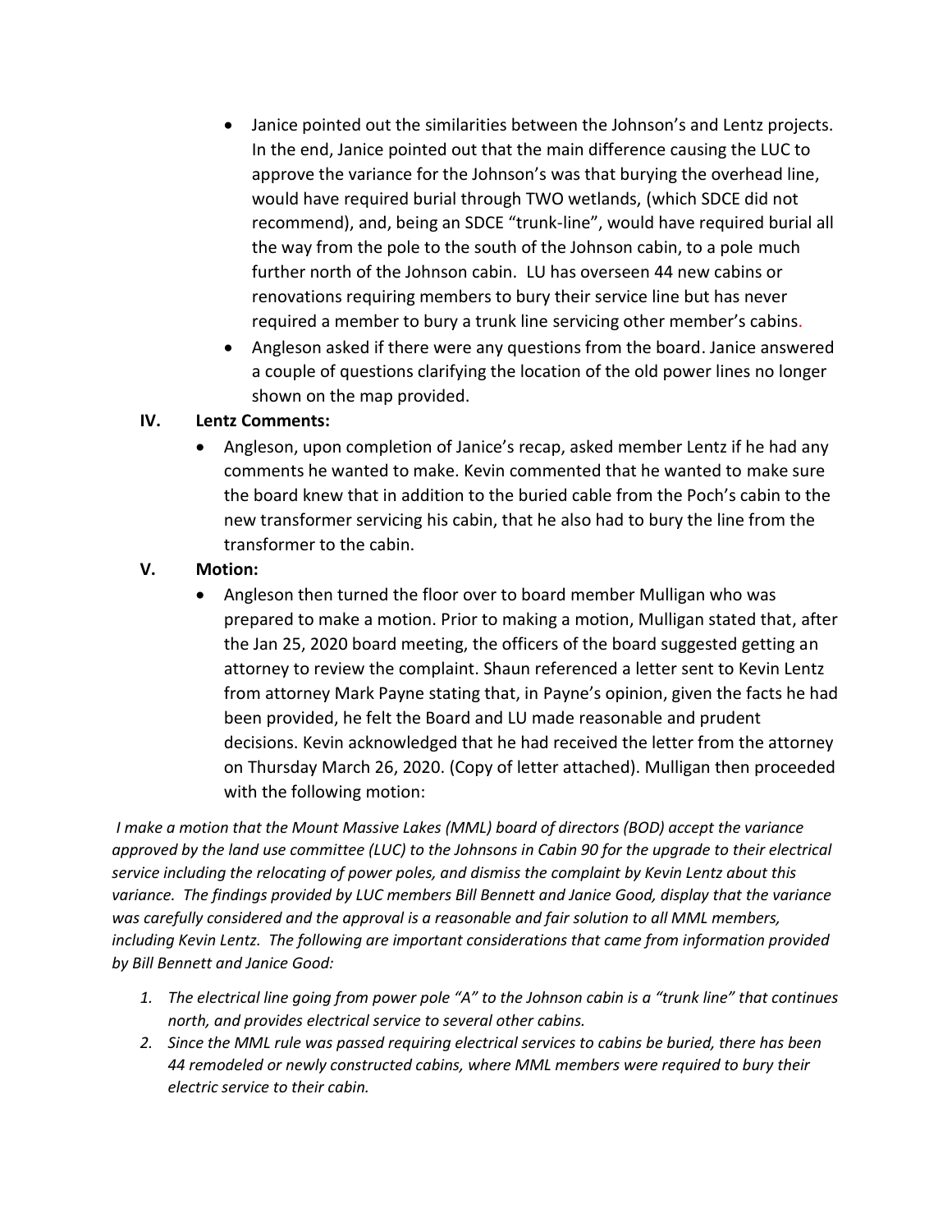- Janice pointed out the similarities between the Johnson's and Lentz projects. In the end, Janice pointed out that the main difference causing the LUC to approve the variance for the Johnson's was that burying the overhead line, would have required burial through TWO wetlands, (which SDCE did not recommend), and, being an SDCE "trunk-line", would have required burial all the way from the pole to the south of the Johnson cabin, to a pole much further north of the Johnson cabin. LU has overseen 44 new cabins or renovations requiring members to bury their service line but has never required a member to bury a trunk line servicing other member's cabins.
- Angleson asked if there were any questions from the board. Janice answered a couple of questions clarifying the location of the old power lines no longer shown on the map provided.

**IV. Lentz Comments:**

- Angleson, upon completion of Janice's recap, asked member Lentz if he had any comments he wanted to make. Kevin commented that he wanted to make sure the board knew that in addition to the buried cable from the Poch's cabin to the new transformer servicing his cabin, that he also had to bury the line from the transformer to the cabin.

**V. Motion:**

- Angleson then turned the floor over to board member Mulligan who was prepared to make a motion. Prior to making a motion, Mulligan stated that, after the Jan 25, 2020 board meeting, the officers of the board suggested getting an attorney to review the complaint. Shaun referenced a letter sent to Kevin Lentz from attorney Mark Payne stating that, in Payne's opinion, given the facts he had been provided, he felt the Board and LU made reasonable and prudent decisions. Kevin acknowledged that he had received the letter from the attorney on Thursday March 26, 2020. (Copy of letter attached). Mulligan then proceeded with the following motion:

*I make a motion that the Mount Massive Lakes (MML) board of directors (BOD) accept the variance approved by the land use committee (LUC) to the Johnsons in Cabin 90 for the upgrade to their electrical service including the relocating of power poles, and dismiss the complaint by Kevin Lentz about this variance. The findings provided by LUC members Bill Bennett and Janice Good, display that the variance was carefully considered and the approval is a reasonable and fair solution to all MML members, including Kevin Lentz. The following are important considerations that came from information provided by Bill Bennett and Janice Good:*

1. *The electrical line going from power pole "A" to the Johnson cabin is a "trunk line" that continues north, and provides electrical service to several other cabins.*
2. *Since the MML rule was passed requiring electrical services to cabins be buried, there has been 44 remodeled or newly constructed cabins, where MML members were required to bury their electric service to their cabin.*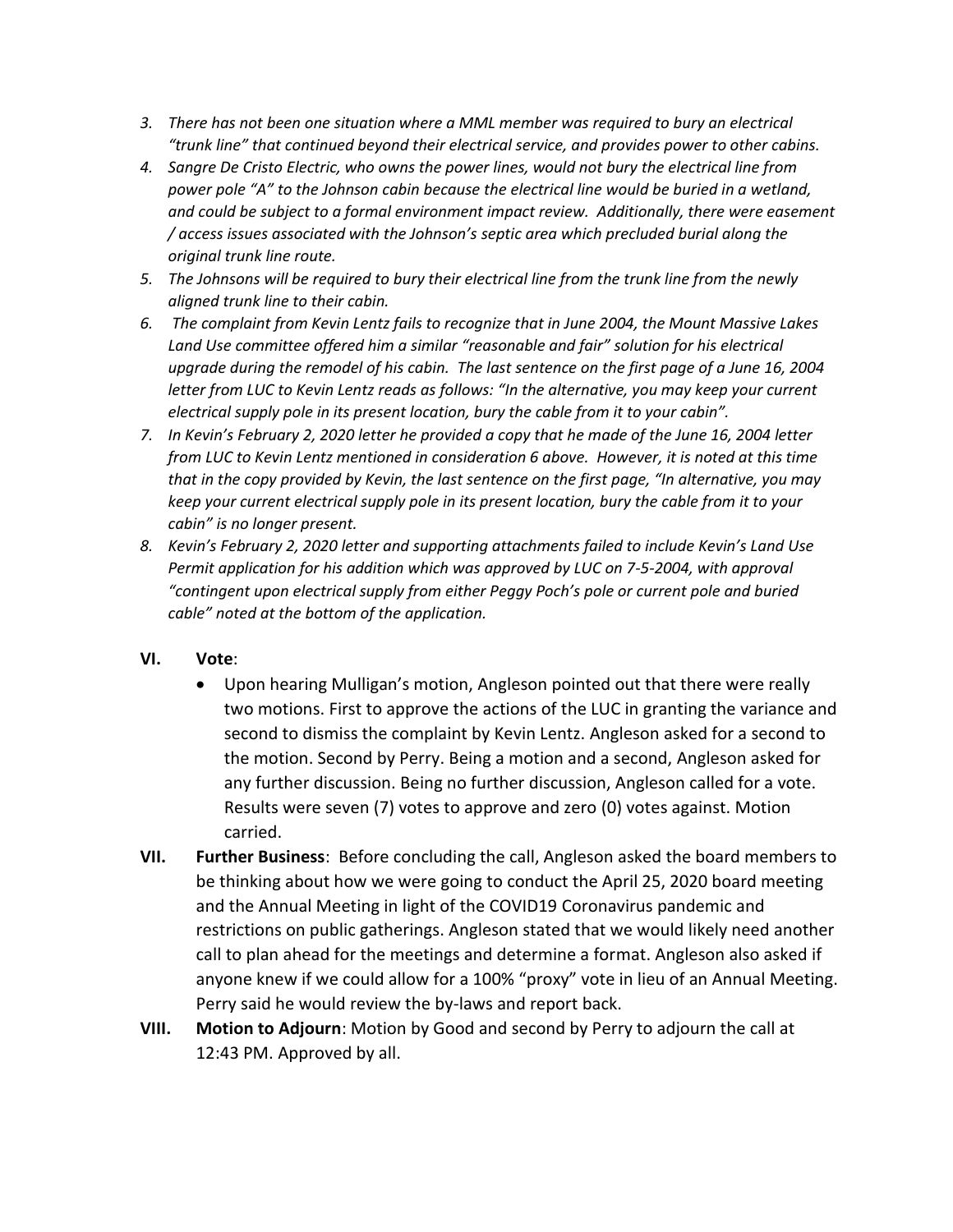3. *There has not been one situation where a MML member was required to bury an electrical "trunk line" that continued beyond their electrical service, and provides power to other cabins.*
4. *Sangre De Cristo Electric, who owns the power lines, would not bury the electrical line from power pole "A" to the Johnson cabin because the electrical line would be buried in a wetland, and could be subject to a formal environment impact review. Additionally, there were easement / access issues associated with the Johnson's septic area which precluded burial along the original trunk line route.*
5. *The Johnsons will be required to bury their electrical line from the trunk line from the newly aligned trunk line to their cabin.*
6. *The complaint from Kevin Lentz fails to recognize that in June 2004, the Mount Massive Lakes Land Use committee offered him a similar "reasonable and fair" solution for his electrical upgrade during the remodel of his cabin. The last sentence on the first page of a June 16, 2004 letter from LUC to Kevin Lentz reads as follows: "In the alternative, you may keep your current electrical supply pole in its present location, bury the cable from it to your cabin".*
7. *In Kevin's February 2, 2020 letter he provided a copy that he made of the June 16, 2004 letter from LUC to Kevin Lentz mentioned in consideration 6 above. However, it is noted at this time that in the copy provided by Kevin, the last sentence on the first page, "In alternative, you may keep your current electrical supply pole in its present location, bury the cable from it to your cabin" is no longer present.*
8. *Kevin's February 2, 2020 letter and supporting attachments failed to include Kevin's Land Use Permit application for his addition which was approved by LUC on 7-5-2004, with approval "contingent upon electrical supply from either Peggy Poch's pole or current pole and buried cable" noted at the bottom of the application.*

**VI. Vote**:

- Upon hearing Mulligan's motion, Angleson pointed out that there were really two motions. First to approve the actions of the LUC in granting the variance and second to dismiss the complaint by Kevin Lentz. Angleson asked for a second to the motion. Second by Perry. Being a motion and a second, Angleson asked for any further discussion. Being no further discussion, Angleson called for a vote. Results were seven (7) votes to approve and zero (0) votes against. Motion carried.

**VII. Further Business**: Before concluding the call, Angleson asked the board members to be thinking about how we were going to conduct the April 25, 2020 board meeting and the Annual Meeting in light of the COVID19 Coronavirus pandemic and restrictions on public gatherings. Angleson stated that we would likely need another call to plan ahead for the meetings and determine a format. Angleson also asked if anyone knew if we could allow for a 100% "proxy" vote in lieu of an Annual Meeting. Perry said he would review the by-laws and report back.

**VIII. Motion to Adjourn**: Motion by Good and second by Perry to adjourn the call at 12:43 PM. Approved by all.